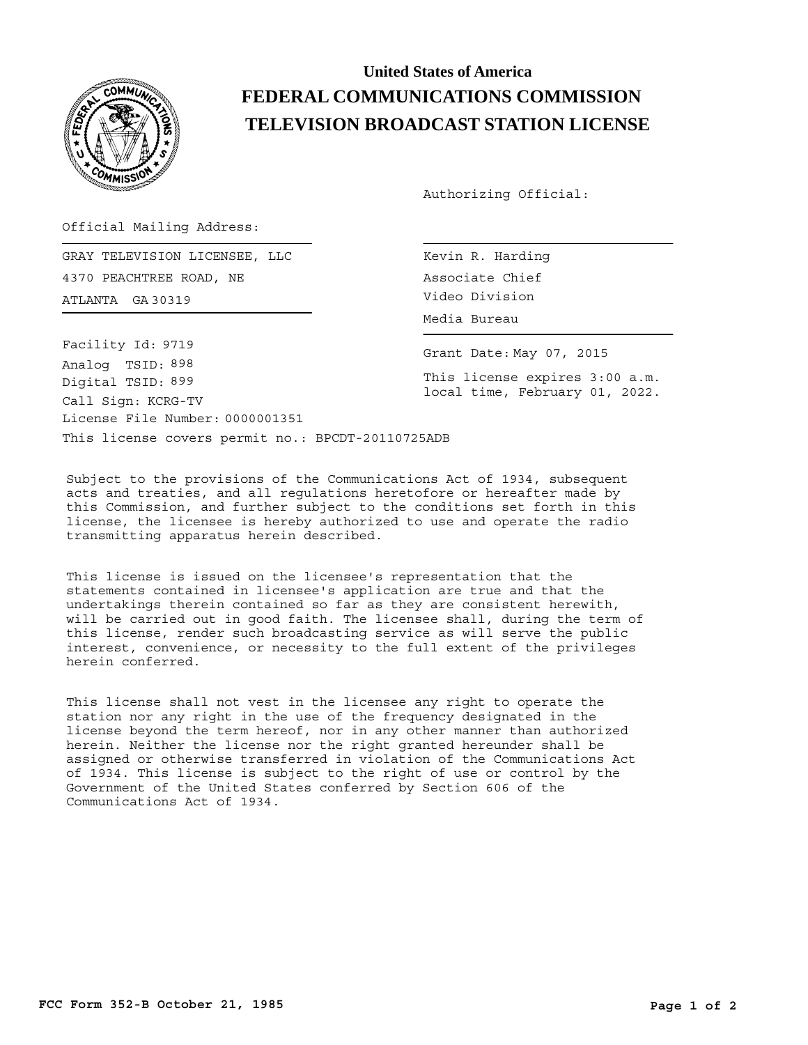# United States of America
# FEDERAL COMMUNICATIONS COMMISSION
# TELEVISION BROADCAST STATION LICENSE

Authorizing Official:

Official Mailing Address:

GRAY TELEVISION LICENSEE, LLC
4370 PEACHTREE ROAD, NE
ATLANTA GA 30319

Kevin R. Harding
Associate Chief
Video Division
Media Bureau

Facility Id: 9719
Analog TSID: 898
Digital TSID: 899
Call Sign: KCRG-TV
License File Number: 0000001351

Grant Date: May 07, 2015

This license expires 3:00 a.m. local time, February 01, 2022.

This license covers permit no.: BPCDT-20110725ADB

Subject to the provisions of the Communications Act of 1934, subsequent acts and treaties, and all regulations heretofore or hereafter made by this Commission, and further subject to the conditions set forth in this license, the licensee is hereby authorized to use and operate the radio transmitting apparatus herein described.

This license is issued on the licensee's representation that the statements contained in licensee's application are true and that the undertakings therein contained so far as they are consistent herewith, will be carried out in good faith. The licensee shall, during the term of this license, render such broadcasting service as will serve the public interest, convenience, or necessity to the full extent of the privileges herein conferred.

This license shall not vest in the licensee any right to operate the station nor any right in the use of the frequency designated in the license beyond the term hereof, nor in any other manner than authorized herein. Neither the license nor the right granted hereunder shall be assigned or otherwise transferred in violation of the Communications Act of 1934. This license is subject to the right of use or control by the Government of the United States conferred by Section 606 of the Communications Act of 1934.

**FCC Form 352-B October 21, 1985**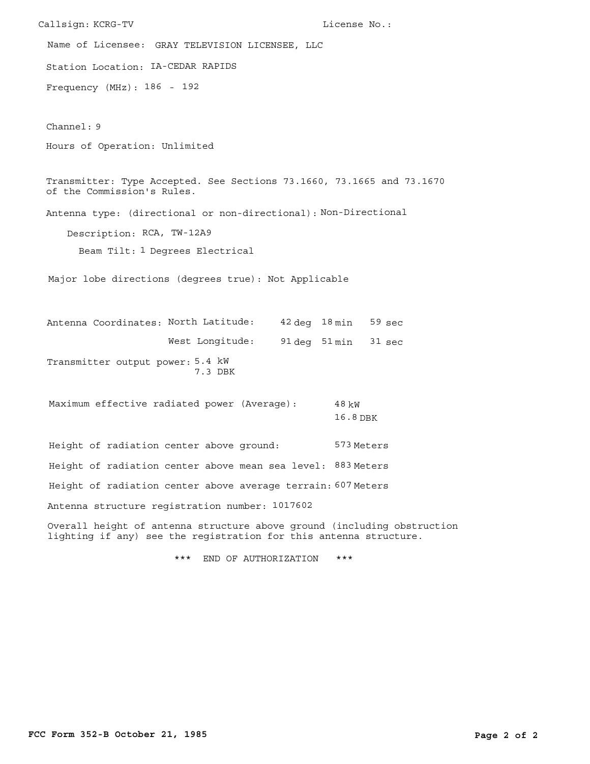Callsign: KCRG-TV License No.:

Name of Licensee: GRAY TELEVISION LICENSEE, LLC

Station Location: IA-CEDAR RAPIDS

Frequency (MHz): 186 - 192

Channel: 9

Hours of Operation: Unlimited

Transmitter: Type Accepted. See Sections 73.1660, 73.1665 and 73.1670 of the Commission's Rules.

Antenna type: (directional or non-directional): Non-Directional

Description: RCA, TW-12A9

Beam Tilt: 1 Degrees Electrical

Major lobe directions (degrees true): Not Applicable

Antenna Coordinates: North Latitude: 42 deg 18 min 59 sec

West Longitude: 91 deg 51 min 31 sec

Transmitter output power: 5.4 kW
7.3 DBK

Maximum effective radiated power (Average): 48 kW
16.8 DBK

Height of radiation center above ground: 573 Meters

Height of radiation center above mean sea level: 883 Meters

Height of radiation center above average terrain: 607 Meters

Antenna structure registration number: 1017602

Overall height of antenna structure above ground (including obstruction lighting if any) see the registration for this antenna structure.

\*\*\* END OF AUTHORIZATION \*\*\*

**FCC Form 352-B October 21, 1985**